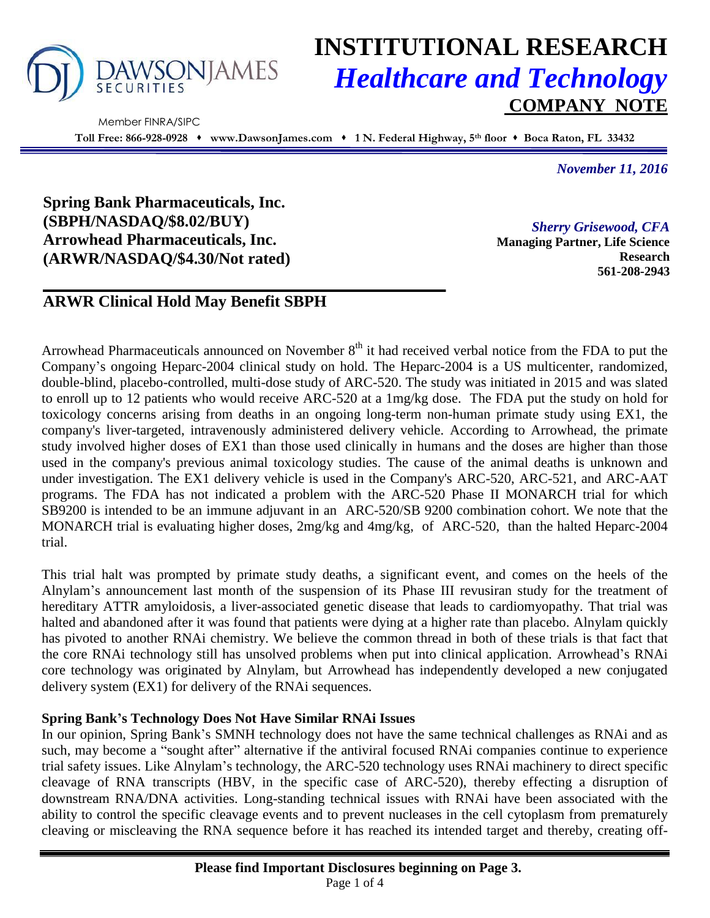# INSTITUTIONAL RESEARCH
## *Healthcare and Technology*
### COMPANY NOTE

Member FINRA/SIPC

**Toll Free: 866-928-0928 • www.DawsonJames.com • 1 N. Federal Highway, 5th floor • Boca Raton, FL 33432**

*November 11, 2016*

**Spring Bank Pharmaceuticals, Inc.**
**(SBPH/NASDAQ/$8.02/BUY)**
**Arrowhead Pharmaceuticals, Inc.**
**(ARWR/NASDAQ/$4.30/Not rated)**

*Sherry Grisewood, CFA*
**Managing Partner, Life Science Research**
**561-208-2943**

## ARWR Clinical Hold May Benefit SBPH

Arrowhead Pharmaceuticals announced on November 8th it had received verbal notice from the FDA to put the Company's ongoing Heparc-2004 clinical study on hold. The Heparc-2004 is a US multicenter, randomized, double-blind, placebo-controlled, multi-dose study of ARC-520. The study was initiated in 2015 and was slated to enroll up to 12 patients who would receive ARC-520 at a 1mg/kg dose. The FDA put the study on hold for toxicology concerns arising from deaths in an ongoing long-term non-human primate study using EX1, the company's liver-targeted, intravenously administered delivery vehicle. According to Arrowhead, the primate study involved higher doses of EX1 than those used clinically in humans and the doses are higher than those used in the company's previous animal toxicology studies. The cause of the animal deaths is unknown and under investigation. The EX1 delivery vehicle is used in the Company's ARC-520, ARC-521, and ARC-AAT programs. The FDA has not indicated a problem with the ARC-520 Phase II MONARCH trial for which SB9200 is intended to be an immune adjuvant in an ARC-520/SB 9200 combination cohort. We note that the MONARCH trial is evaluating higher doses, 2mg/kg and 4mg/kg, of ARC-520, than the halted Heparc-2004 trial.

This trial halt was prompted by primate study deaths, a significant event, and comes on the heels of the Alnylam's announcement last month of the suspension of its Phase III revusiran study for the treatment of hereditary ATTR amyloidosis, a liver-associated genetic disease that leads to cardiomyopathy. That trial was halted and abandoned after it was found that patients were dying at a higher rate than placebo. Alnylam quickly has pivoted to another RNAi chemistry. We believe the common thread in both of these trials is that fact that the core RNAi technology still has unsolved problems when put into clinical application. Arrowhead's RNAi core technology was originated by Alnylam, but Arrowhead has independently developed a new conjugated delivery system (EX1) for delivery of the RNAi sequences.

**Spring Bank's Technology Does Not Have Similar RNAi Issues**
In our opinion, Spring Bank's SMNH technology does not have the same technical challenges as RNAi and as such, may become a "sought after" alternative if the antiviral focused RNAi companies continue to experience trial safety issues. Like Alnylam's technology, the ARC-520 technology uses RNAi machinery to direct specific cleavage of RNA transcripts (HBV, in the specific case of ARC-520), thereby effecting a disruption of downstream RNA/DNA activities. Long-standing technical issues with RNAi have been associated with the ability to control the specific cleavage events and to prevent nucleases in the cell cytoplasm from prematurely cleaving or miscleaving the RNA sequence before it has reached its intended target and thereby, creating off-

**Please find Important Disclosures beginning on Page 3.**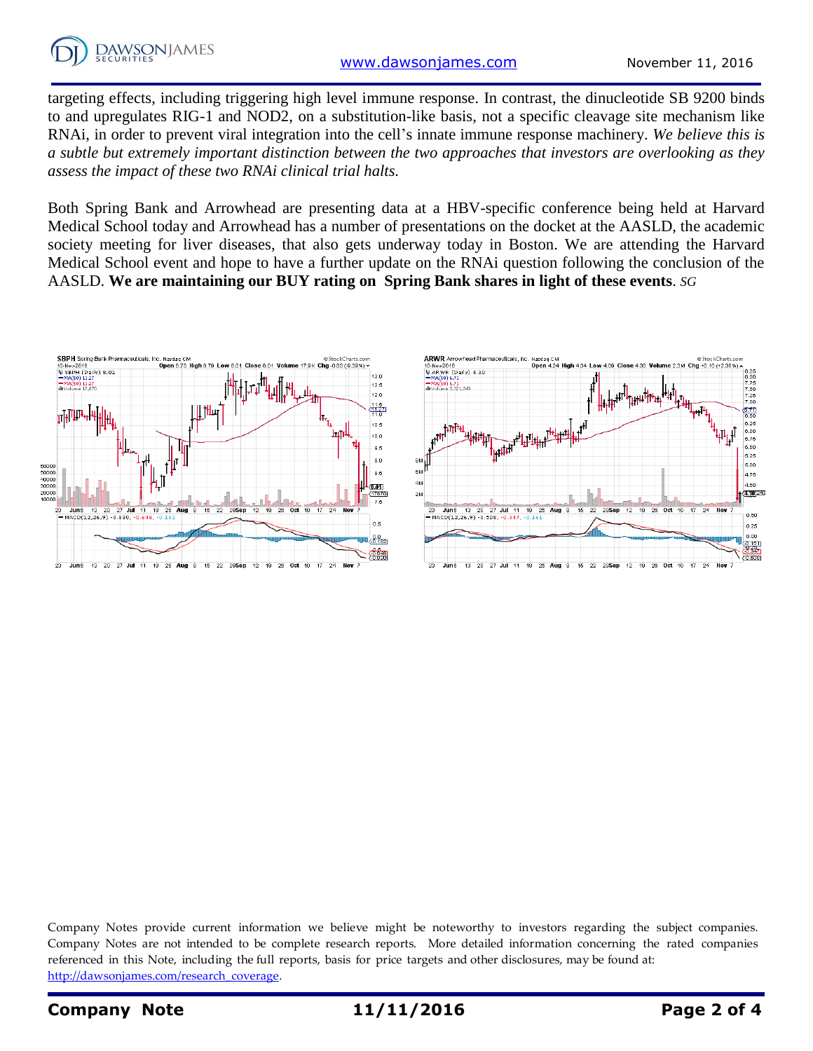targeting effects, including triggering high level immune response. In contrast, the dinucleotide SB 9200 binds to and upregulates RIG-1 and NOD2, on a substitution-like basis, not a specific cleavage site mechanism like RNAi, in order to prevent viral integration into the cell's innate immune response machinery. *We believe this is a subtle but extremely important distinction between the two approaches that investors are overlooking as they assess the impact of these two RNAi clinical trial halts.*

Both Spring Bank and Arrowhead are presenting data at a HBV-specific conference being held at Harvard Medical School today and Arrowhead has a number of presentations on the docket at the AASLD, the academic society meeting for liver diseases, that also gets underway today in Boston. We are attending the Harvard Medical School event and hope to have a further update on the RNAi question following the conclusion of the AASLD. **We are maintaining our BUY rating on Spring Bank shares in light of these events**. *SG*

Company Notes provide current information we believe might be noteworthy to investors regarding the subject companies. Company Notes are not intended to be complete research reports. More detailed information concerning the rated companies referenced in this Note, including the full reports, basis for price targets and other disclosures, may be found at: [http://dawsonjames.com/research_coverage](http://dawsonjames.com/research_coverage).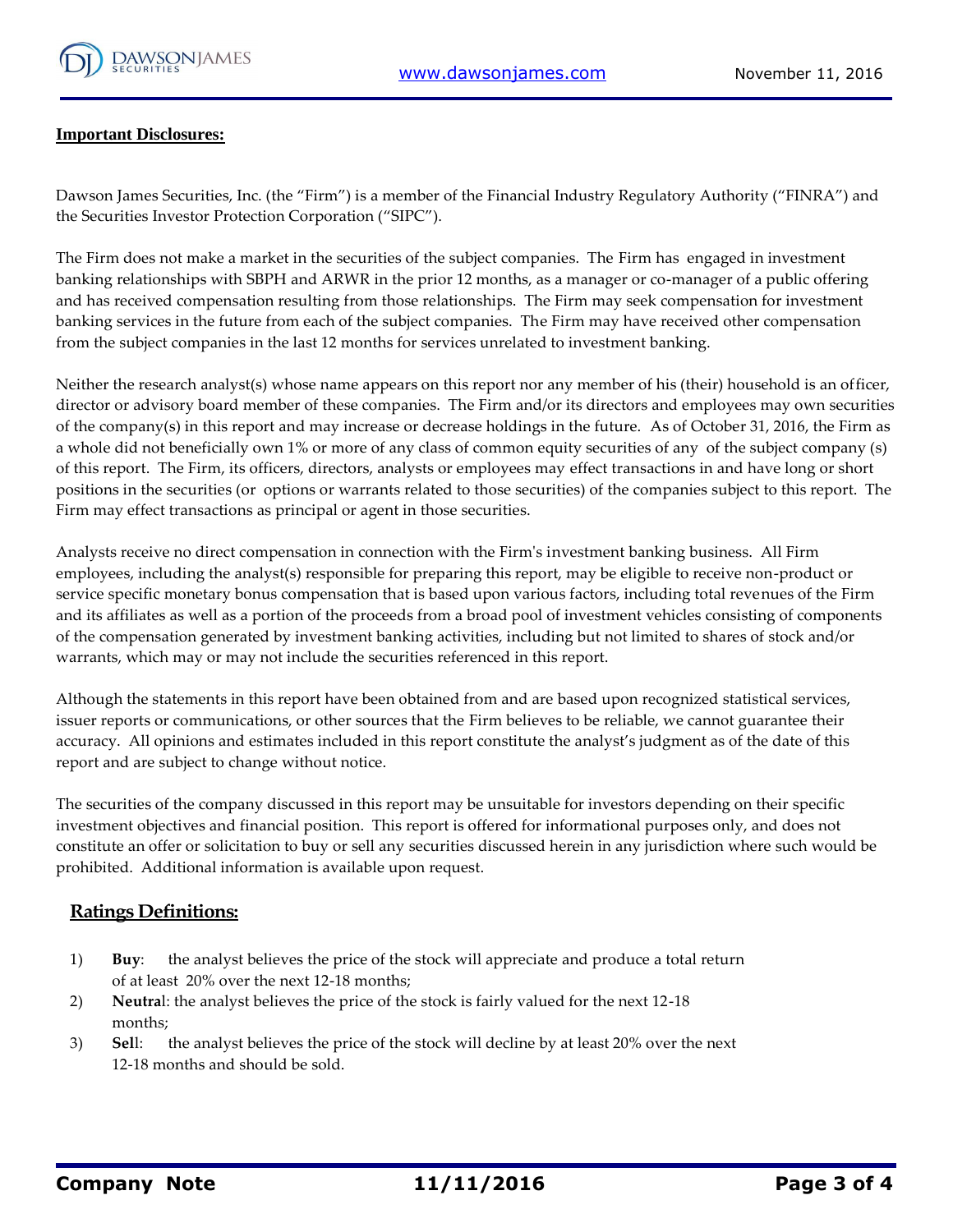## Important Disclosures:

Dawson James Securities, Inc. (the "Firm") is a member of the Financial Industry Regulatory Authority ("FINRA") and the Securities Investor Protection Corporation ("SIPC").

The Firm does not make a market in the securities of the subject companies. The Firm has engaged in investment banking relationships with SBPH and ARWR in the prior 12 months, as a manager or co-manager of a public offering and has received compensation resulting from those relationships. The Firm may seek compensation for investment banking services in the future from each of the subject companies. The Firm may have received other compensation from the subject companies in the last 12 months for services unrelated to investment banking.

Neither the research analyst(s) whose name appears on this report nor any member of his (their) household is an officer, director or advisory board member of these companies. The Firm and/or its directors and employees may own securities of the company(s) in this report and may increase or decrease holdings in the future. As of October 31, 2016, the Firm as a whole did not beneficially own 1% or more of any class of common equity securities of any of the subject company (s) of this report. The Firm, its officers, directors, analysts or employees may effect transactions in and have long or short positions in the securities (or options or warrants related to those securities) of the companies subject to this report. The Firm may effect transactions as principal or agent in those securities.

Analysts receive no direct compensation in connection with the Firm's investment banking business. All Firm employees, including the analyst(s) responsible for preparing this report, may be eligible to receive non-product or service specific monetary bonus compensation that is based upon various factors, including total revenues of the Firm and its affiliates as well as a portion of the proceeds from a broad pool of investment vehicles consisting of components of the compensation generated by investment banking activities, including but not limited to shares of stock and/or warrants, which may or may not include the securities referenced in this report.

Although the statements in this report have been obtained from and are based upon recognized statistical services, issuer reports or communications, or other sources that the Firm believes to be reliable, we cannot guarantee their accuracy. All opinions and estimates included in this report constitute the analyst's judgment as of the date of this report and are subject to change without notice.

The securities of the company discussed in this report may be unsuitable for investors depending on their specific investment objectives and financial position. This report is offered for informational purposes only, and does not constitute an offer or solicitation to buy or sell any securities discussed herein in any jurisdiction where such would be prohibited. Additional information is available upon request.

## Ratings Definitions:

1) **Buy**: the analyst believes the price of the stock will appreciate and produce a total return of at least 20% over the next 12-18 months;
2) **Neutral**: the analyst believes the price of the stock is fairly valued for the next 12-18 months;
3) **Sell**: the analyst believes the price of the stock will decline by at least 20% over the next 12-18 months and should be sold.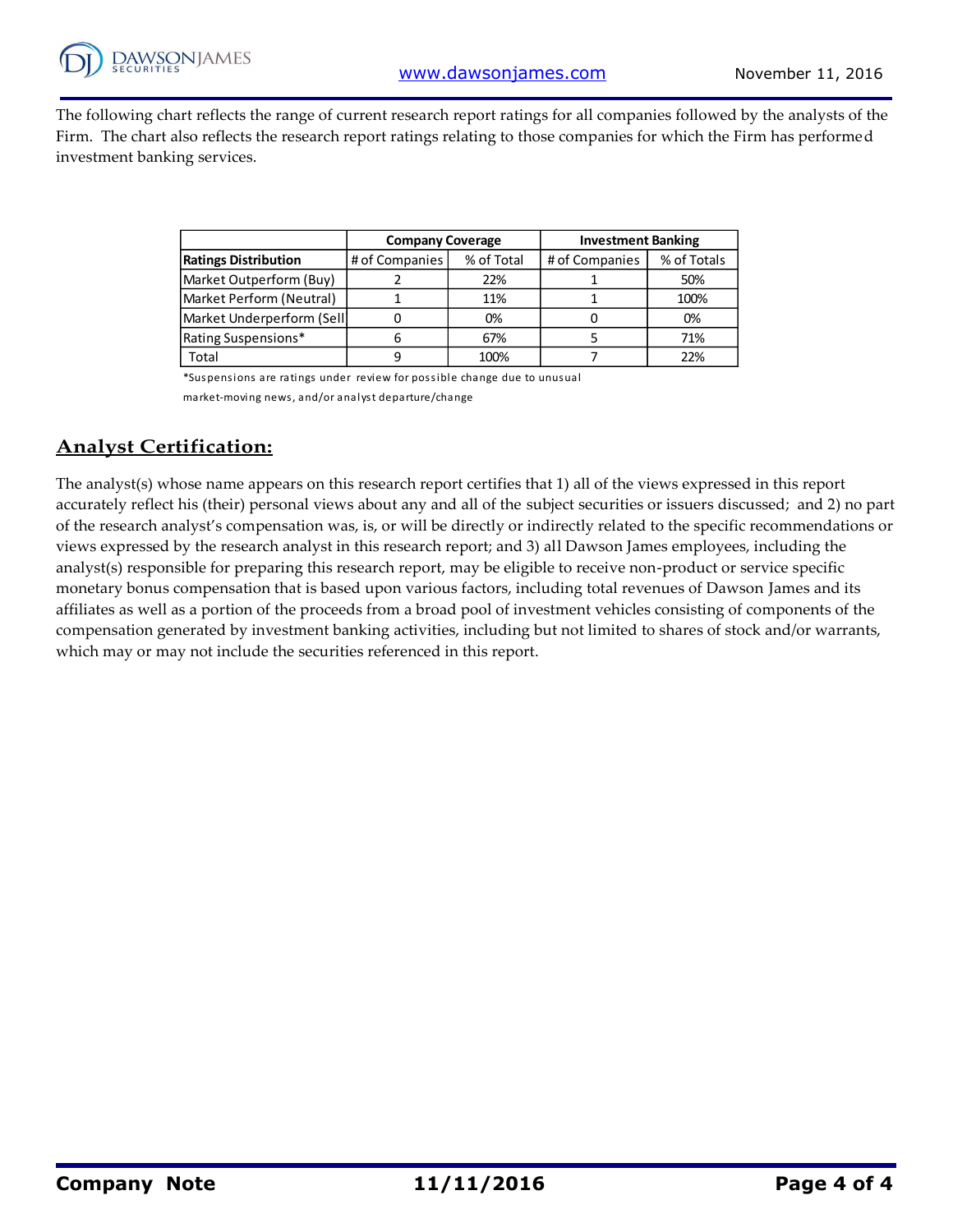The following chart reflects the range of current research report ratings for all companies followed by the analysts of the Firm. The chart also reflects the research report ratings relating to those companies for which the Firm has performed investment banking services.

| | Company Coverage | | Investment Banking | |
|---|---|---|---|---|
| **Ratings Distribution** | # of Companies | % of Total | # of Companies | % of Totals |
| Market Outperform (Buy) | 2 | 22% | 1 | 50% |
| Market Perform (Neutral) | 1 | 11% | 1 | 100% |
| Market Underperform (Sell | 0 | 0% | 0 | 0% |
| Rating Suspensions* | 6 | 67% | 5 | 71% |
| Total | 9 | 100% | 7 | 22% |

*Suspensions are ratings under review for possible change due to unusual market-moving news, and/or analyst departure/change

## Analyst Certification:

The analyst(s) whose name appears on this research report certifies that 1) all of the views expressed in this report accurately reflect his (their) personal views about any and all of the subject securities or issuers discussed; and 2) no part of the research analyst's compensation was, is, or will be directly or indirectly related to the specific recommendations or views expressed by the research analyst in this research report; and 3) all Dawson James employees, including the analyst(s) responsible for preparing this research report, may be eligible to receive non-product or service specific monetary bonus compensation that is based upon various factors, including total revenues of Dawson James and its affiliates as well as a portion of the proceeds from a broad pool of investment vehicles consisting of components of the compensation generated by investment banking activities, including but not limited to shares of stock and/or warrants, which may or may not include the securities referenced in this report.